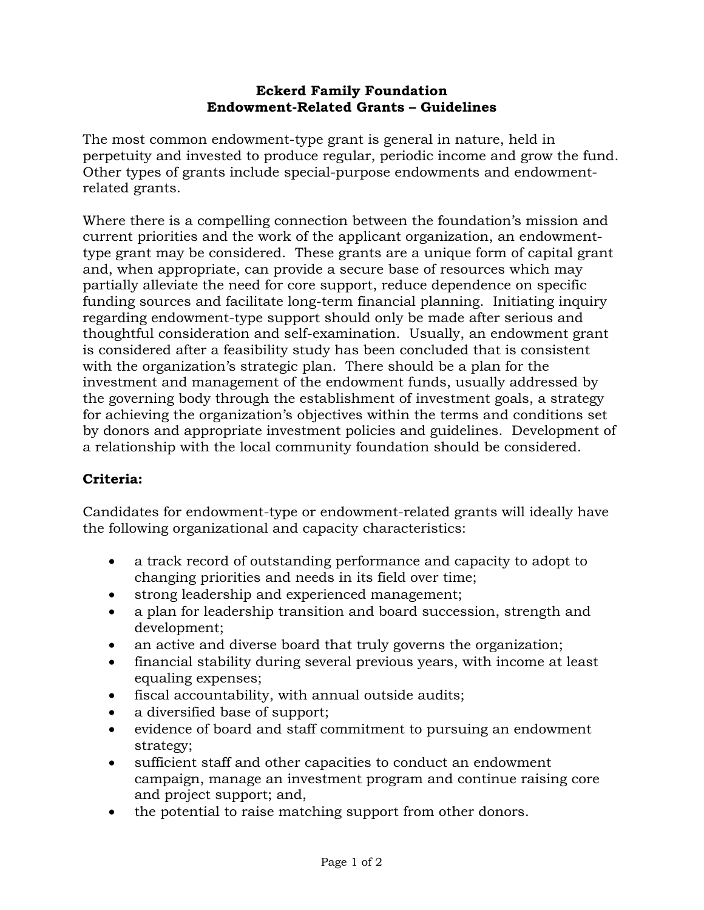# Eckerd Family Foundation
## Endowment-Related Grants – Guidelines

The most common endowment-type grant is general in nature, held in perpetuity and invested to produce regular, periodic income and grow the fund. Other types of grants include special-purpose endowments and endowment-related grants.

Where there is a compelling connection between the foundation's mission and current priorities and the work of the applicant organization, an endowment-type grant may be considered. These grants are a unique form of capital grant and, when appropriate, can provide a secure base of resources which may partially alleviate the need for core support, reduce dependence on specific funding sources and facilitate long-term financial planning. Initiating inquiry regarding endowment-type support should only be made after serious and thoughtful consideration and self-examination. Usually, an endowment grant is considered after a feasibility study has been concluded that is consistent with the organization's strategic plan. There should be a plan for the investment and management of the endowment funds, usually addressed by the governing body through the establishment of investment goals, a strategy for achieving the organization's objectives within the terms and conditions set by donors and appropriate investment policies and guidelines. Development of a relationship with the local community foundation should be considered.

**Criteria:**

Candidates for endowment-type or endowment-related grants will ideally have the following organizational and capacity characteristics:

- a track record of outstanding performance and capacity to adopt to changing priorities and needs in its field over time;
- strong leadership and experienced management;
- a plan for leadership transition and board succession, strength and development;
- an active and diverse board that truly governs the organization;
- financial stability during several previous years, with income at least equaling expenses;
- fiscal accountability, with annual outside audits;
- a diversified base of support;
- evidence of board and staff commitment to pursuing an endowment strategy;
- sufficient staff and other capacities to conduct an endowment campaign, manage an investment program and continue raising core and project support; and,
- the potential to raise matching support from other donors.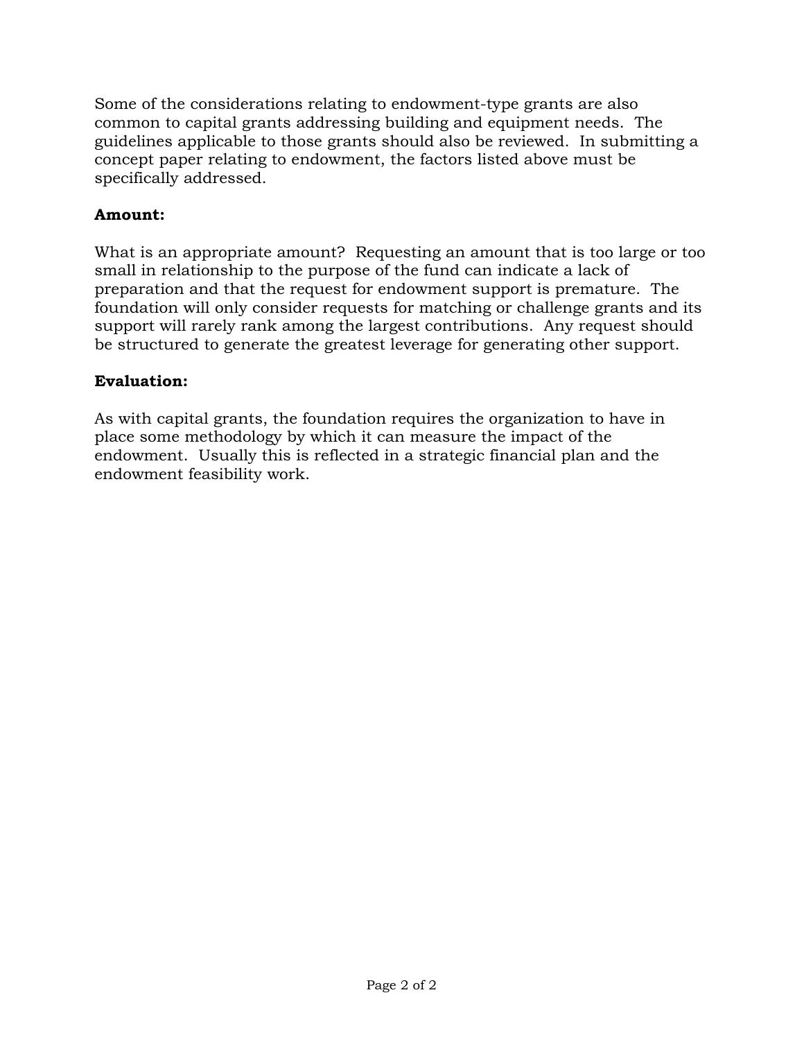Some of the considerations relating to endowment-type grants are also common to capital grants addressing building and equipment needs. The guidelines applicable to those grants should also be reviewed. In submitting a concept paper relating to endowment, the factors listed above must be specifically addressed.

**Amount:**

What is an appropriate amount? Requesting an amount that is too large or too small in relationship to the purpose of the fund can indicate a lack of preparation and that the request for endowment support is premature. The foundation will only consider requests for matching or challenge grants and its support will rarely rank among the largest contributions. Any request should be structured to generate the greatest leverage for generating other support.

**Evaluation:**

As with capital grants, the foundation requires the organization to have in place some methodology by which it can measure the impact of the endowment. Usually this is reflected in a strategic financial plan and the endowment feasibility work.